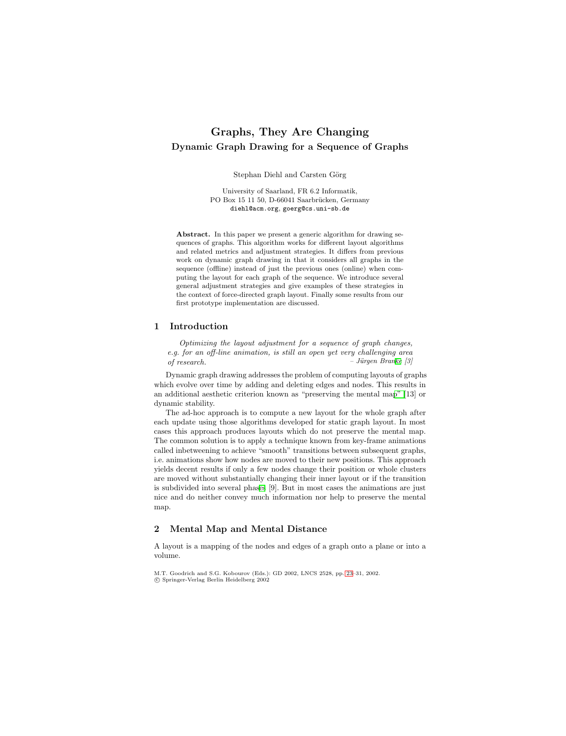# Graphs, They Are Changing

## Dynamic Graph Drawing for a Sequence of Graphs

Stephan Diehl and Carsten Görg

University of Saarland, FR 6.2 Informatik,
PO Box 15 11 50, D-66041 Saarbrücken, Germany
diehl@acm.org, goerg@cs.uni-sb.de

**Abstract.** In this paper we present a generic algorithm for drawing sequences of graphs. This algorithm works for different layout algorithms and related metrics and adjustment strategies. It differs from previous work on dynamic graph drawing in that it considers all graphs in the sequence (offline) instead of just the previous ones (online) when computing the layout for each graph of the sequence. We introduce several general adjustment strategies and give examples of these strategies in the context of force-directed graph layout. Finally some results from our first prototype implementation are discussed.

## 1 Introduction

*Optimizing the layout adjustment for a sequence of graph changes, e.g. for an off-line animation, is still an open yet very challenging area of research.* – *Jürgen Branke [3]*

Dynamic graph drawing addresses the problem of computing layouts of graphs which evolve over time by adding and deleting edges and nodes. This results in an additional aesthetic criterion known as "preserving the mental map" [13] or dynamic stability.

The ad-hoc approach is to compute a new layout for the whole graph after each update using those algorithms developed for static graph layout. In most cases this approach produces layouts which do not preserve the mental map. The common solution is to apply a technique known from key-frame animations called inbetweening to achieve "smooth" transitions between subsequent graphs, i.e. animations show how nodes are moved to their new positions. This approach yields decent results if only a few nodes change their position or whole clusters are moved without substantially changing their inner layout or if the transition is subdivided into several phases [9]. But in most cases the animations are just nice and do neither convey much information nor help to preserve the mental map.

## 2 Mental Map and Mental Distance

A layout is a mapping of the nodes and edges of a graph onto a plane or into a volume.

M.T. Goodrich and S.G. Kobourov (Eds.): GD 2002, LNCS 2528, pp. 23–31, 2002.
© Springer-Verlag Berlin Heidelberg 2002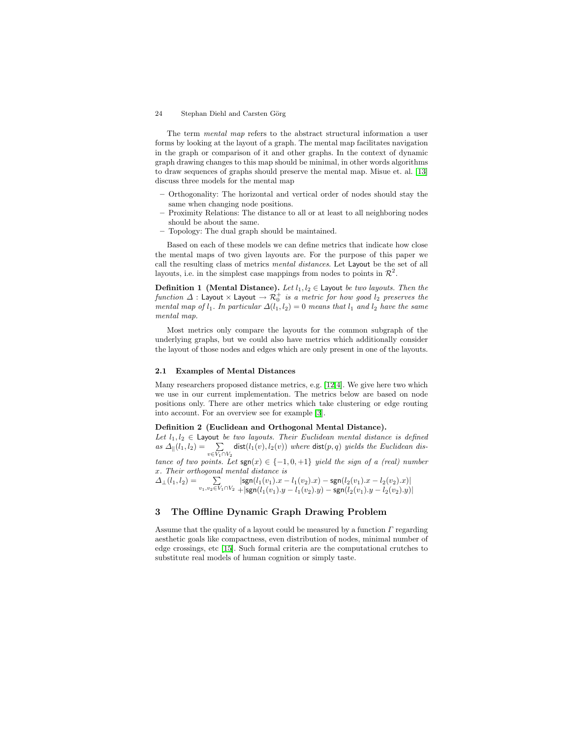The term *mental map* refers to the abstract structural information a user forms by looking at the layout of a graph. The mental map facilitates navigation in the graph or comparison of it and other graphs. In the context of dynamic graph drawing changes to this map should be minimal, in other words algorithms to draw sequences of graphs should preserve the mental map. Misue et. al. [13] discuss three models for the mental map

- Orthogonality: The horizontal and vertical order of nodes should stay the same when changing node positions.
- Proximity Relations: The distance to all or at least to all neighboring nodes should be about the same.
- Topology: The dual graph should be maintained.

Based on each of these models we can define metrics that indicate how close the mental maps of two given layouts are. For the purpose of this paper we call the resulting class of metrics *mental distances*. Let $\mathsf{Layout}$ be the set of all layouts, i.e. in the simplest case mappings from nodes to points in $\mathcal{R}^2$.

**Definition 1 (Mental Distance).** *Let $l_1, l_2 \in \mathsf{Layout}$ be two layouts. Then the function $\Delta : \mathsf{Layout} \times \mathsf{Layout} \to \mathcal{R}_0^+$ is a metric for how good $l_2$ preserves the mental map of $l_1$. In particular $\Delta(l_1, l_2) = 0$ means that $l_1$ and $l_2$ have the same mental map.*

Most metrics only compare the layouts for the common subgraph of the underlying graphs, but we could also have metrics which additionally consider the layout of those nodes and edges which are only present in one of the layouts.

### 2.1 Examples of Mental Distances

Many researchers proposed distance metrics, e.g. [12,4]. We give here two which we use in our current implementation. The metrics below are based on node positions only. There are other metrics which take clustering or edge routing into account. For an overview see for example [3].

**Definition 2 (Euclidean and Orthogonal Mental Distance).**
*Let $l_1, l_2 \in \mathsf{Layout}$ be two layouts. Their Euclidean mental distance is defined as $\Delta_{||}(l_1, l_2) = \sum_{v \in V_1 \cap V_2} \mathsf{dist}(l_1(v), l_2(v))$ where $\mathsf{dist}(p, q)$ yields the Euclidean distance of two points. Let $\mathsf{sgn}(x) \in \{-1, 0, +1\}$ yield the sign of a (real) number $x$. Their orthogonal mental distance is*

$$\Delta_{\perp}(l_1, l_2) = \sum_{v_1, v_2 \in V_1 \cap V_2} \begin{array}{l} |\mathsf{sgn}(l_1(v_1).x - l_1(v_2).x) - \mathsf{sgn}(l_2(v_1).x - l_2(v_2).x)| \\ +|\mathsf{sgn}(l_1(v_1).y - l_1(v_2).y) - \mathsf{sgn}(l_2(v_1).y - l_2(v_2).y)| \end{array}$$

## 3 The Offline Dynamic Graph Drawing Problem

Assume that the quality of a layout could be measured by a function $\Gamma$ regarding aesthetic goals like compactness, even distribution of nodes, minimal number of edge crossings, etc [15]. Such formal criteria are the computational crutches to substitute real models of human cognition or simply taste.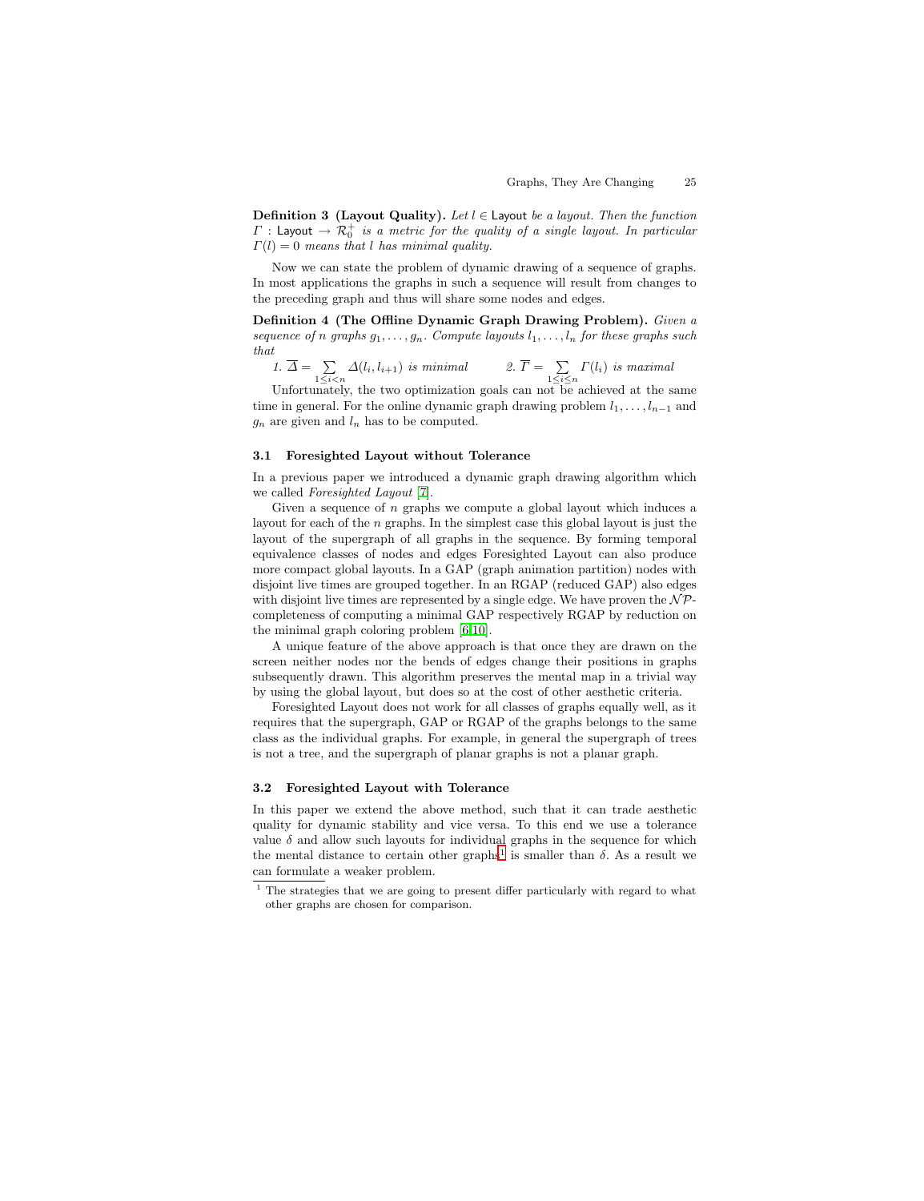**Definition 3 (Layout Quality).** *Let $l \in \mathsf{Layout}$ be a layout. Then the function $\Gamma : \mathsf{Layout} \to \mathcal{R}_0^+$ is a metric for the quality of a single layout. In particular $\Gamma(l) = 0$ means that $l$ has minimal quality.*

Now we can state the problem of dynamic drawing of a sequence of graphs. In most applications the graphs in such a sequence will result from changes to the preceding graph and thus will share some nodes and edges.

**Definition 4 (The Offline Dynamic Graph Drawing Problem).** *Given a sequence of $n$ graphs $g_1, \ldots, g_n$. Compute layouts $l_1, \ldots, l_n$ for these graphs such that*

1. $\overline{\Delta} = \sum_{1 \le i < n} \Delta(l_i, l_{i+1})$ *is minimal*
2. $\overline{\Gamma} = \sum_{1 \le i \le n} \Gamma(l_i)$ *is maximal*

Unfortunately, the two optimization goals can not be achieved at the same time in general. For the online dynamic graph drawing problem $l_1, \ldots, l_{n-1}$ and $g_n$ are given and $l_n$ has to be computed.

### 3.1 Foresighted Layout without Tolerance

In a previous paper we introduced a dynamic graph drawing algorithm which we called *Foresighted Layout* [7].

Given a sequence of $n$ graphs we compute a global layout which induces a layout for each of the $n$ graphs. In the simplest case this global layout is just the layout of the supergraph of all graphs in the sequence. By forming temporal equivalence classes of nodes and edges Foresighted Layout can also produce more compact global layouts. In a GAP (graph animation partition) nodes with disjoint live times are grouped together. In an RGAP (reduced GAP) also edges with disjoint live times are represented by a single edge. We have proven the $\mathcal{NP}$-completeness of computing a minimal GAP respectively RGAP by reduction on the minimal graph coloring problem [6,10].

A unique feature of the above approach is that once they are drawn on the screen neither nodes nor the bends of edges change their positions in graphs subsequently drawn. This algorithm preserves the mental map in a trivial way by using the global layout, but does so at the cost of other aesthetic criteria.

Foresighted Layout does not work for all classes of graphs equally well, as it requires that the supergraph, GAP or RGAP of the graphs belongs to the same class as the individual graphs. For example, in general the supergraph of trees is not a tree, and the supergraph of planar graphs is not a planar graph.

### 3.2 Foresighted Layout with Tolerance

In this paper we extend the above method, such that it can trade aesthetic quality for dynamic stability and vice versa. To this end we use a tolerance value $\delta$ and allow such layouts for individual graphs in the sequence for which the mental distance to certain other graphs[1] is smaller than $\delta$. As a result we can formulate a weaker problem.

[1] The strategies that we are going to present differ particularly with regard to what other graphs are chosen for comparison.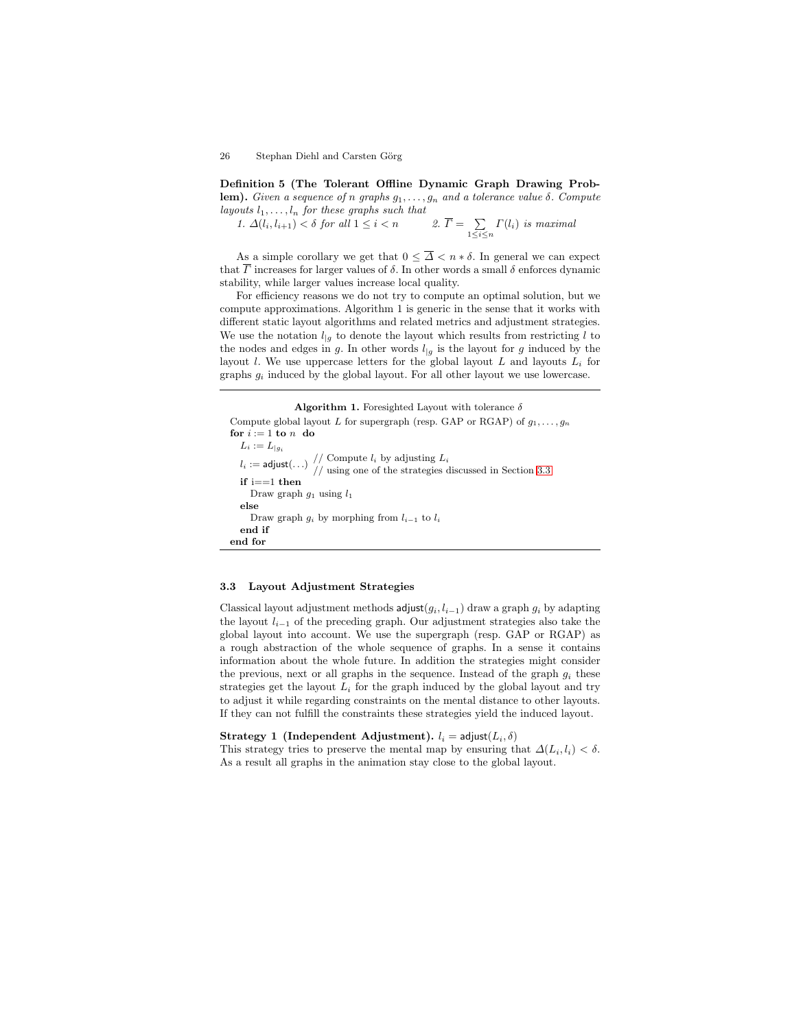**Definition 5 (The Tolerant Offline Dynamic Graph Drawing Problem).** *Given a sequence of n graphs $g_1, \ldots, g_n$ and a tolerance value $\delta$. Compute layouts $l_1, \ldots, l_n$ for these graphs such that*

1. $\Delta(l_i, l_{i+1}) < \delta$ *for all* $1 \leq i < n$
2. $\overline{\Gamma} = \sum_{1 \leq i \leq n} \Gamma(l_i)$ *is maximal*

As a simple corollary we get that $0 \leq \overline{\Delta} < n * \delta$. In general we can expect that $\overline{\Gamma}$ increases for larger values of $\delta$. In other words a small $\delta$ enforces dynamic stability, while larger values increase local quality.

For efficiency reasons we do not try to compute an optimal solution, but we compute approximations. Algorithm 1 is generic in the sense that it works with different static layout algorithms and related metrics and adjustment strategies. We use the notation $l_{|g}$ to denote the layout which results from restricting $l$ to the nodes and edges in $g$. In other words $l_{|g}$ is the layout for $g$ induced by the layout $l$. We use uppercase letters for the global layout $L$ and layouts $L_i$ for graphs $g_i$ induced by the global layout. For all other layout we use lowercase.

**Algorithm 1.** Foresighted Layout with tolerance $\delta$

```
Compute global layout L for supergraph (resp. GAP or RGAP) of g_1, ..., g_n
for i := 1 to n do
  L_i := L_{|g_i}
  l_i := adjust(...) // Compute l_i by adjusting L_i
                     // using one of the strategies discussed in Section 3.3
  if i==1 then
    Draw graph g_1 using l_1
  else
    Draw graph g_i by morphing from l_{i-1} to l_i
  end if
end for
```

### 3.3 Layout Adjustment Strategies

Classical layout adjustment methods $\mathsf{adjust}(g_i, l_{i-1})$ draw a graph $g_i$ by adapting the layout $l_{i-1}$ of the preceding graph. Our adjustment strategies also take the global layout into account. We use the supergraph (resp. GAP or RGAP) as a rough abstraction of the whole sequence of graphs. In a sense it contains information about the whole future. In addition the strategies might consider the previous, next or all graphs in the sequence. Instead of the graph $g_i$ these strategies get the layout $L_i$ for the graph induced by the global layout and try to adjust it while regarding constraints on the mental distance to other layouts. If they can not fulfill the constraints these strategies yield the induced layout.

**Strategy 1 (Independent Adjustment).** $l_i = \mathsf{adjust}(L_i, \delta)$
This strategy tries to preserve the mental map by ensuring that $\Delta(L_i, l_i) < \delta$. As a result all graphs in the animation stay close to the global layout.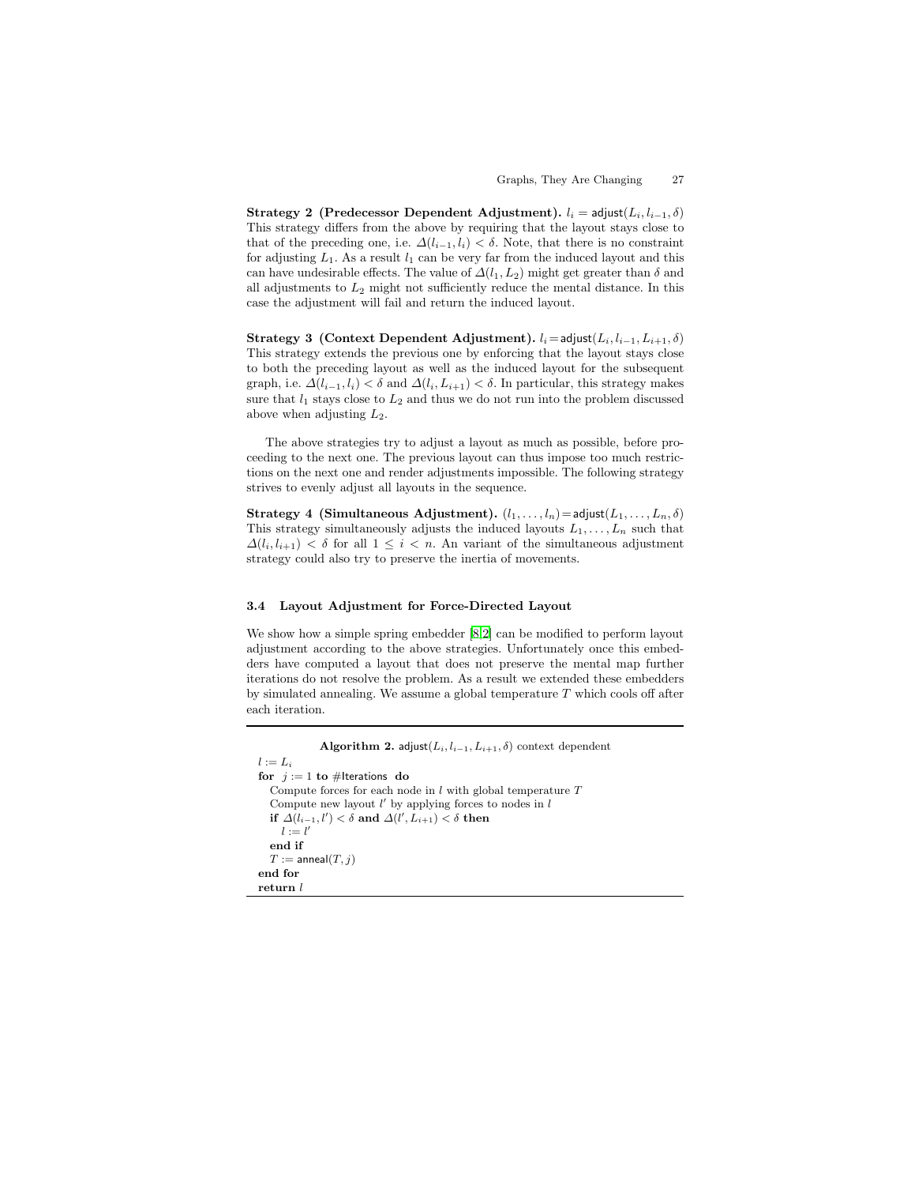**Strategy 2 (Predecessor Dependent Adjustment).** $l_i = \mathsf{adjust}(L_i, l_{i-1}, \delta)$ This strategy differs from the above by requiring that the layout stays close to that of the preceding one, i.e. $\Delta(l_{i-1}, l_i) < \delta$. Note, that there is no constraint for adjusting $L_1$. As a result $l_1$ can be very far from the induced layout and this can have undesirable effects. The value of $\Delta(l_1, L_2)$ might get greater than $\delta$ and all adjustments to $L_2$ might not sufficiently reduce the mental distance. In this case the adjustment will fail and return the induced layout.

**Strategy 3 (Context Dependent Adjustment).** $l_i = \mathsf{adjust}(L_i, l_{i-1}, L_{i+1}, \delta)$ This strategy extends the previous one by enforcing that the layout stays close to both the preceding layout as well as the induced layout for the subsequent graph, i.e. $\Delta(l_{i-1}, l_i) < \delta$ and $\Delta(l_i, L_{i+1}) < \delta$. In particular, this strategy makes sure that $l_1$ stays close to $L_2$ and thus we do not run into the problem discussed above when adjusting $L_2$.

The above strategies try to adjust a layout as much as possible, before proceeding to the next one. The previous layout can thus impose too much restrictions on the next one and render adjustments impossible. The following strategy strives to evenly adjust all layouts in the sequence.

**Strategy 4 (Simultaneous Adjustment).** $(l_1, \ldots, l_n) = \mathsf{adjust}(L_1, \ldots, L_n, \delta)$ This strategy simultaneously adjusts the induced layouts $L_1, \ldots, L_n$ such that $\Delta(l_i, l_{i+1}) < \delta$ for all $1 \leq i < n$. An variant of the simultaneous adjustment strategy could also try to preserve the inertia of movements.

### 3.4 Layout Adjustment for Force-Directed Layout

We show how a simple spring embedder [8,2] can be modified to perform layout adjustment according to the above strategies. Unfortunately once this embedders have computed a layout that does not preserve the mental map further iterations do not resolve the problem. As a result we extended these embedders by simulated annealing. We assume a global temperature $T$ which cools off after each iteration.

**Algorithm 2.** $\mathsf{adjust}(L_i, l_{i-1}, L_{i+1}, \delta)$ context dependent

```
l := L_i
for j := 1 to #Iterations do
  Compute forces for each node in l with global temperature T
  Compute new layout l' by applying forces to nodes in l
  if Δ(l_{i-1}, l') < δ and Δ(l', L_{i+1}) < δ then
    l := l'
  end if
  T := anneal(T, j)
end for
return l
```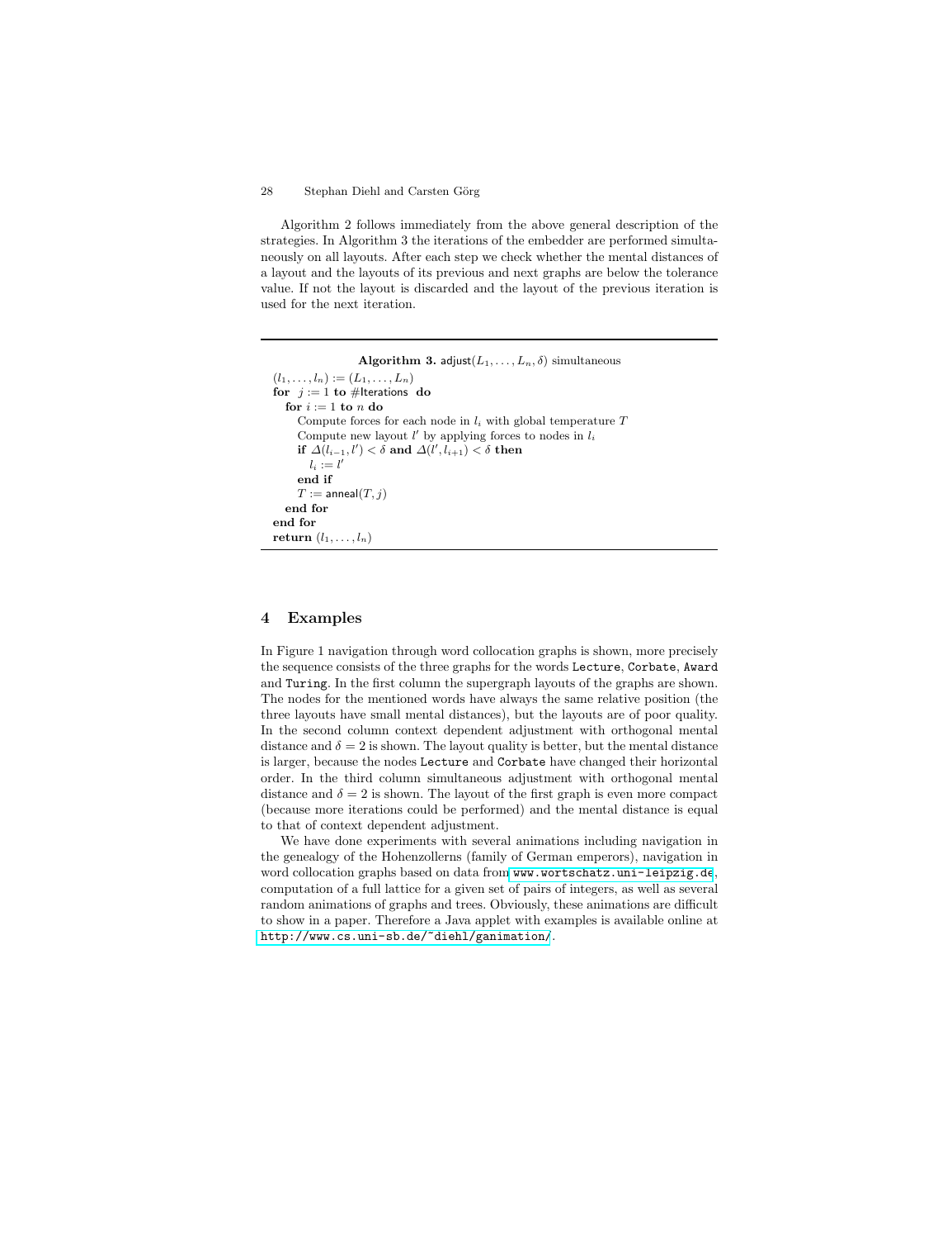Algorithm 2 follows immediately from the above general description of the strategies. In Algorithm 3 the iterations of the embedder are performed simultaneously on all layouts. After each step we check whether the mental distances of a layout and the layouts of its previous and next graphs are below the tolerance value. If not the layout is discarded and the layout of the previous iteration is used for the next iteration.

---

**Algorithm 3.** $\mathsf{adjust}(L_1, \ldots, L_n, \delta)$ simultaneous

$(l_1, \ldots, l_n) := (L_1, \ldots, L_n)$
**for** $j := 1$ **to** #Iterations **do**
  **for** $i := 1$ **to** $n$ **do**
    Compute forces for each node in $l_i$ with global temperature $T$
    Compute new layout $l'$ by applying forces to nodes in $l_i$
    **if** $\Delta(l_{i-1}, l') < \delta$ **and** $\Delta(l', l_{i+1}) < \delta$ **then**
      $l_i := l'$
    **end if**
    $T := \mathsf{anneal}(T, j)$
  **end for**
**end for**
**return** $(l_1, \ldots, l_n)$

---

## 4 Examples

In Figure 1 navigation through word collocation graphs is shown, more precisely the sequence consists of the three graphs for the words `Lecture`, `Corbate`, `Award` and `Turing`. In the first column the supergraph layouts of the graphs are shown. The nodes for the mentioned words have always the same relative position (the three layouts have small mental distances), but the layouts are of poor quality. In the second column context dependent adjustment with orthogonal mental distance and $\delta = 2$ is shown. The layout quality is better, but the mental distance is larger, because the nodes `Lecture` and `Corbate` have changed their horizontal order. In the third column simultaneous adjustment with orthogonal mental distance and $\delta = 2$ is shown. The layout of the first graph is even more compact (because more iterations could be performed) and the mental distance is equal to that of context dependent adjustment.

We have done experiments with several animations including navigation in the genealogy of the Hohenzollerns (family of German emperors), navigation in word collocation graphs based on data from `www.wortschatz.uni-leipzig.de`, computation of a full lattice for a given set of pairs of integers, as well as several random animations of graphs and trees. Obviously, these animations are difficult to show in a paper. Therefore a Java applet with examples is available online at `http://www.cs.uni-sb.de/~diehl/ganimation/`.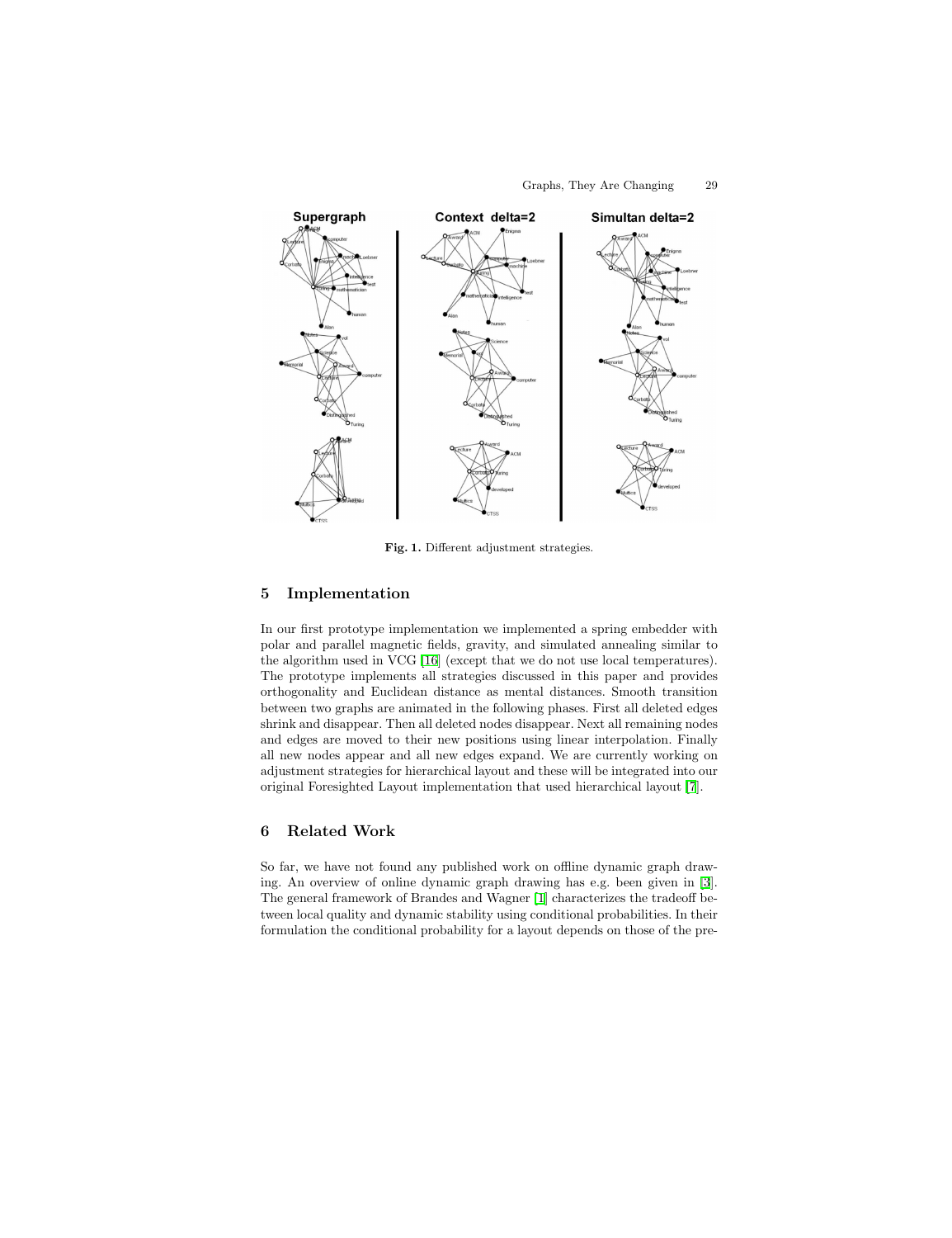Fig. 1. Different adjustment strategies.

## 5 Implementation

In our first prototype implementation we implemented a spring embedder with polar and parallel magnetic fields, gravity, and simulated annealing similar to the algorithm used in VCG [16] (except that we do not use local temperatures). The prototype implements all strategies discussed in this paper and provides orthogonality and Euclidean distance as mental distances. Smooth transition between two graphs are animated in the following phases. First all deleted edges shrink and disappear. Then all deleted nodes disappear. Next all remaining nodes and edges are moved to their new positions using linear interpolation. Finally all new nodes appear and all new edges expand. We are currently working on adjustment strategies for hierarchical layout and these will be integrated into our original Foresighted Layout implementation that used hierarchical layout [7].

## 6 Related Work

So far, we have not found any published work on offline dynamic graph drawing. An overview of online dynamic graph drawing has e.g. been given in [3]. The general framework of Brandes and Wagner [1] characterizes the tradeoff between local quality and dynamic stability using conditional probabilities. In their formulation the conditional probability for a layout depends on those of the pre-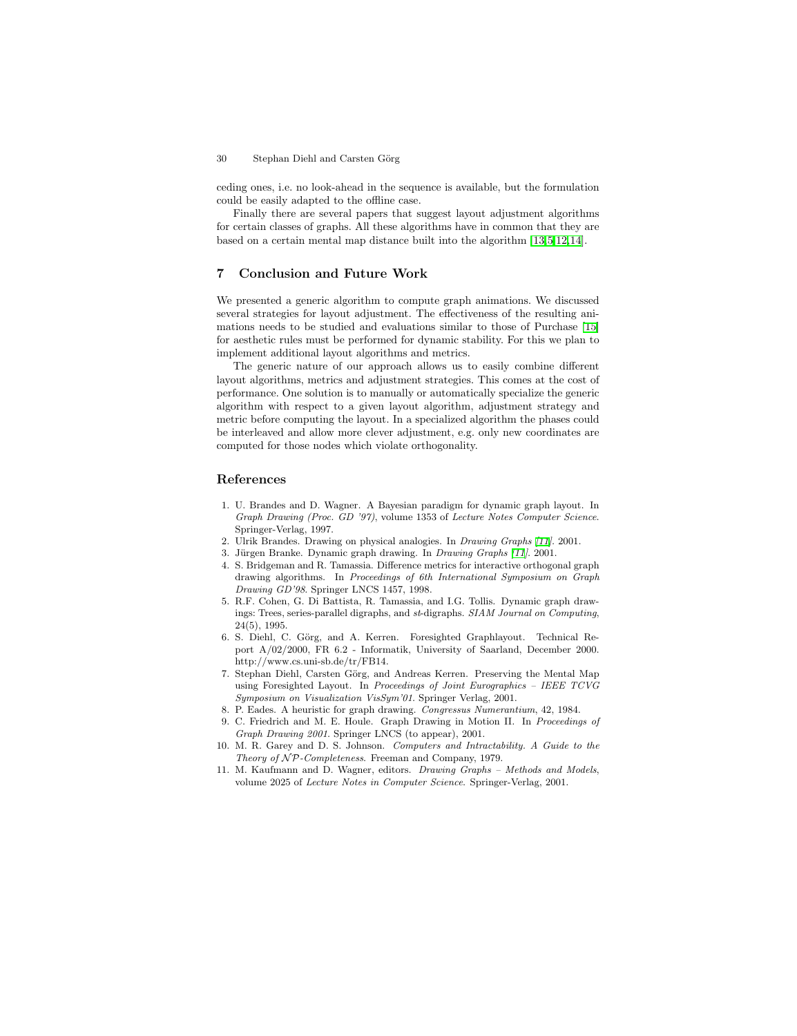ceding ones, i.e. no look-ahead in the sequence is available, but the formulation could be easily adapted to the offline case.

Finally there are several papers that suggest layout adjustment algorithms for certain classes of graphs. All these algorithms have in common that they are based on a certain mental map distance built into the algorithm [13,5,12,14].

## 7 Conclusion and Future Work

We presented a generic algorithm to compute graph animations. We discussed several strategies for layout adjustment. The effectiveness of the resulting animations needs to be studied and evaluations similar to those of Purchase [15] for aesthetic rules must be performed for dynamic stability. For this we plan to implement additional layout algorithms and metrics.

The generic nature of our approach allows us to easily combine different layout algorithms, metrics and adjustment strategies. This comes at the cost of performance. One solution is to manually or automatically specialize the generic algorithm with respect to a given layout algorithm, adjustment strategy and metric before computing the layout. In a specialized algorithm the phases could be interleaved and allow more clever adjustment, e.g. only new coordinates are computed for those nodes which violate orthogonality.

## References

1. U. Brandes and D. Wagner. A Bayesian paradigm for dynamic graph layout. In *Graph Drawing (Proc. GD '97)*, volume 1353 of *Lecture Notes Computer Science*. Springer-Verlag, 1997.
2. Ulrik Brandes. Drawing on physical analogies. In *Drawing Graphs* [11]. 2001.
3. Jürgen Branke. Dynamic graph drawing. In *Drawing Graphs* [11]. 2001.
4. S. Bridgeman and R. Tamassia. Difference metrics for interactive orthogonal graph drawing algorithms. In *Proceedings of 6th International Symposium on Graph Drawing GD'98*. Springer LNCS 1457, 1998.
5. R.F. Cohen, G. Di Battista, R. Tamassia, and I.G. Tollis. Dynamic graph drawings: Trees, series-parallel digraphs, and *st*-digraphs. *SIAM Journal on Computing*, 24(5), 1995.
6. S. Diehl, C. Görg, and A. Kerren. Foresighted Graphlayout. Technical Report A/02/2000, FR 6.2 - Informatik, University of Saarland, December 2000. http://www.cs.uni-sb.de/tr/FB14.
7. Stephan Diehl, Carsten Görg, and Andreas Kerren. Preserving the Mental Map using Foresighted Layout. In *Proceedings of Joint Eurographics – IEEE TCVG Symposium on Visualization VisSym'01*. Springer Verlag, 2001.
8. P. Eades. A heuristic for graph drawing. *Congressus Numerantium*, 42, 1984.
9. C. Friedrich and M. E. Houle. Graph Drawing in Motion II. In *Proceedings of Graph Drawing 2001*. Springer LNCS (to appear), 2001.
10. M. R. Garey and D. S. Johnson. *Computers and Intractability. A Guide to the Theory of $\mathcal{NP}$-Completeness.* Freeman and Company, 1979.
11. M. Kaufmann and D. Wagner, editors. *Drawing Graphs – Methods and Models*, volume 2025 of *Lecture Notes in Computer Science*. Springer-Verlag, 2001.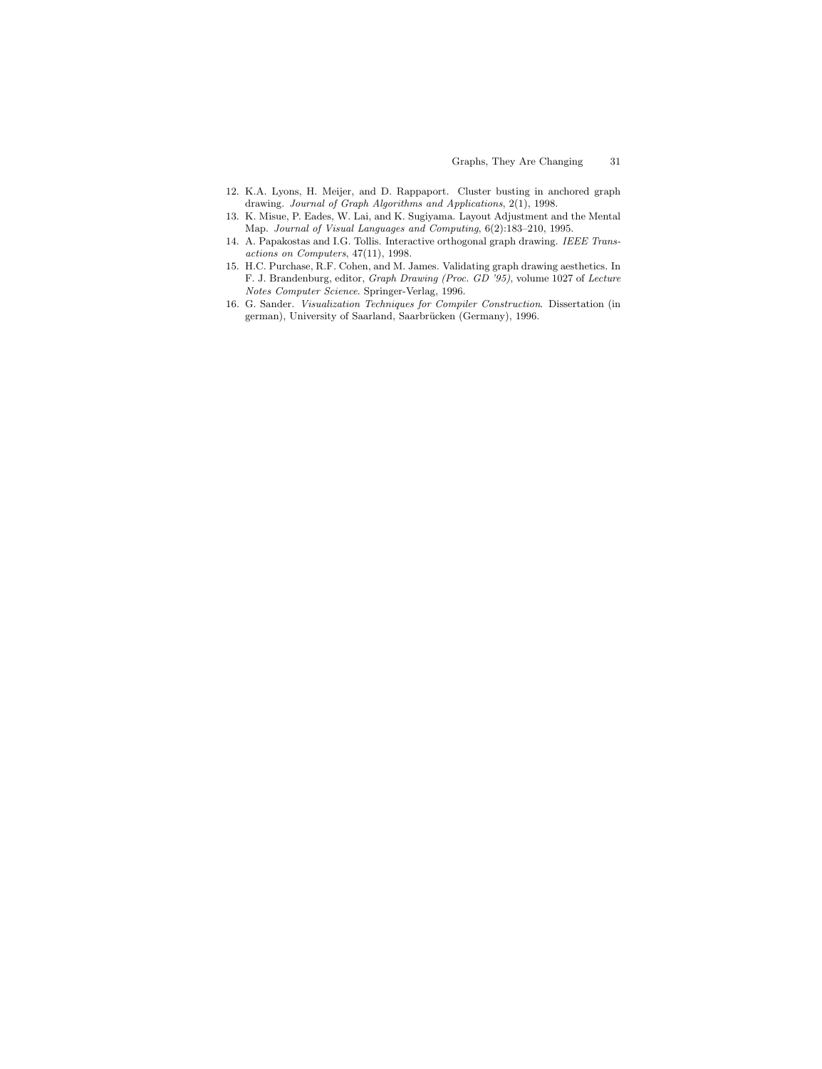12. K.A. Lyons, H. Meijer, and D. Rappaport. Cluster busting in anchored graph drawing. *Journal of Graph Algorithms and Applications*, 2(1), 1998.
13. K. Misue, P. Eades, W. Lai, and K. Sugiyama. Layout Adjustment and the Mental Map. *Journal of Visual Languages and Computing*, 6(2):183–210, 1995.
14. A. Papakostas and I.G. Tollis. Interactive orthogonal graph drawing. *IEEE Transactions on Computers*, 47(11), 1998.
15. H.C. Purchase, R.F. Cohen, and M. James. Validating graph drawing aesthetics. In F. J. Brandenburg, editor, *Graph Drawing (Proc. GD '95)*, volume 1027 of *Lecture Notes Computer Science*. Springer-Verlag, 1996.
16. G. Sander. *Visualization Techniques for Compiler Construction*. Dissertation (in german), University of Saarland, Saarbrücken (Germany), 1996.